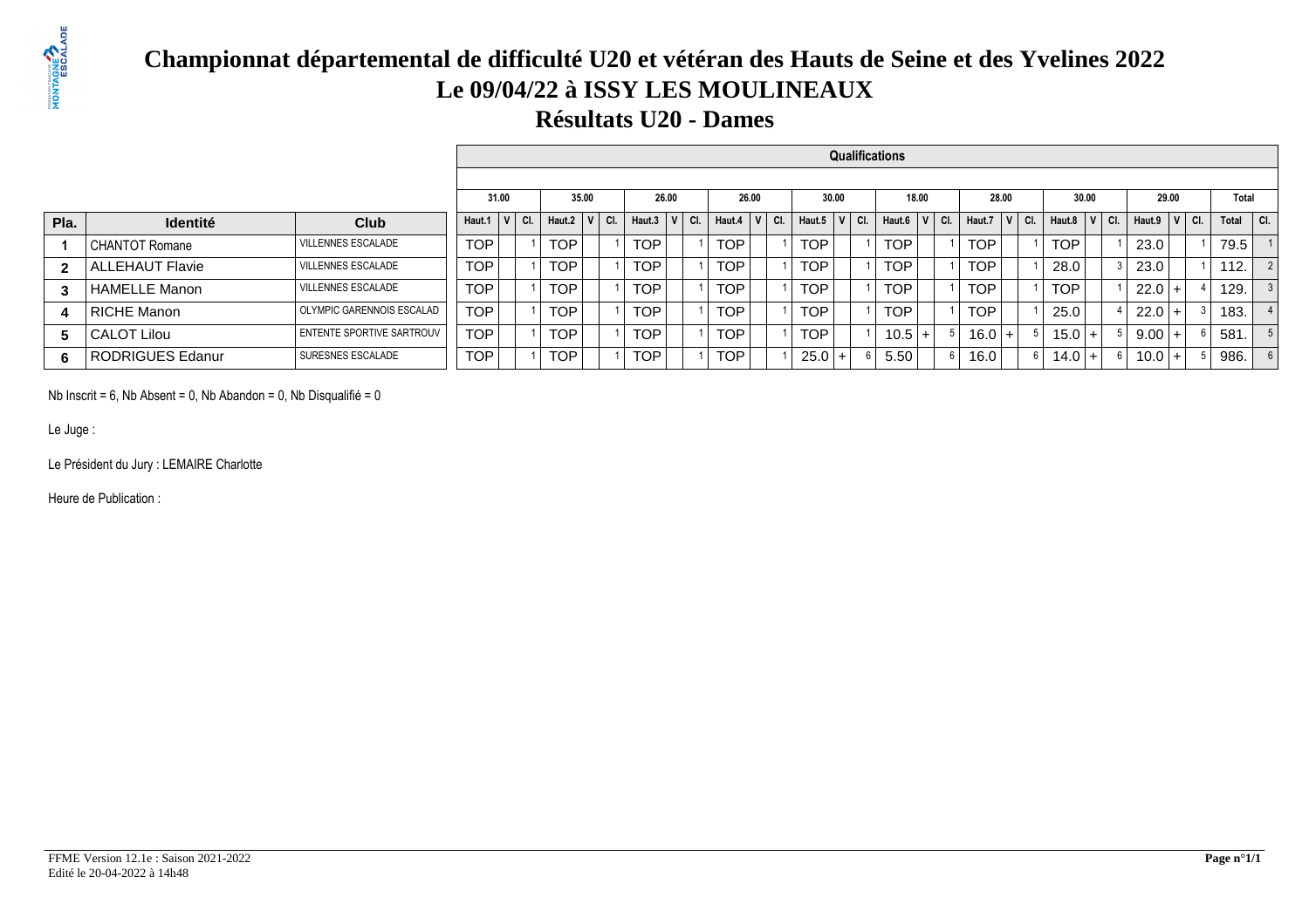# Championnat départemental de difficulté U20 et vétéran des Hauts de Seine et des Yvelines 2022

## Le 09/04/22 à ISSY LES MOULINEAUX

## Résultats U20 - Dames

| | | | Qualifications | | | | | | | | | | | | | | | | | | | | | | | | | | |
|---|---|---|---|---|---|---|---|---|---|---|---|---|---|---|---|---|---|---|---|---|---|---|---|---|---|---|---|---|---|
| | | | 31.00 | | | 35.00 | | | 26.00 | | | 26.00 | | | 30.00 | | | 18.00 | | | 28.00 | | | 30.00 | | | 29.00 | | | Total | |
| Pla. | Identité | Club | Haut.1 | V | Cl. | Haut.2 | V | Cl. | Haut.3 | V | Cl. | Haut.4 | V | Cl. | Haut.5 | V | Cl. | Haut.6 | V | Cl. | Haut.7 | V | Cl. | Haut.8 | V | Cl. | Haut.9 | V | Cl. | Total | Cl. |
| 1 | CHANTOT Romane | VILLENNES ESCALADE | TOP | | 1 | TOP | | 1 | TOP | | 1 | TOP | | 1 | TOP | | 1 | TOP | | 1 | TOP | | 1 | TOP | | 1 | 23.0 | | 1 | 79.5 | 1 |
| 2 | ALLEHAUT Flavie | VILLENNES ESCALADE | TOP | | 1 | TOP | | 1 | TOP | | 1 | TOP | | 1 | TOP | | 1 | TOP | | 1 | TOP | | 1 | 28.0 | | 3 | 23.0 | | 1 | 112. | 2 |
| 3 | HAMELLE Manon | VILLENNES ESCALADE | TOP | | 1 | TOP | | 1 | TOP | | 1 | TOP | | 1 | TOP | | 1 | TOP | | 1 | TOP | | 1 | TOP | | 1 | 22.0 | + | 4 | 129. | 3 |
| 4 | RICHE Manon | OLYMPIC GARENNOIS ESCALAD | TOP | | 1 | TOP | | 1 | TOP | | 1 | TOP | | 1 | TOP | | 1 | TOP | | 1 | TOP | | 1 | 25.0 | | 4 | 22.0 | + | 3 | 183. | 4 |
| 5 | CALOT Lilou | ENTENTE SPORTIVE SARTROUV | TOP | | 1 | TOP | | 1 | TOP | | 1 | TOP | | 1 | TOP | | 1 | 10.5 | + | 5 | 16.0 | + | 5 | 15.0 | + | 5 | 9.00 | + | 6 | 581. | 5 |
| 6 | RODRIGUES Edanur | SURESNES ESCALADE | TOP | | 1 | TOP | | 1 | TOP | | 1 | TOP | | 1 | 25.0 | + | 6 | 5.50 | | 6 | 16.0 | | 6 | 14.0 | + | 6 | 10.0 | + | 5 | 986. | 6 |

Nb Inscrit = 6, Nb Absent = 0, Nb Abandon = 0, Nb Disqualifié = 0

Le Juge :

Le Président du Jury : LEMAIRE Charlotte

Heure de Publication :

FFME Version 12.1e : Saison 2021-2022
Edité le 20-04-2022 à 14h48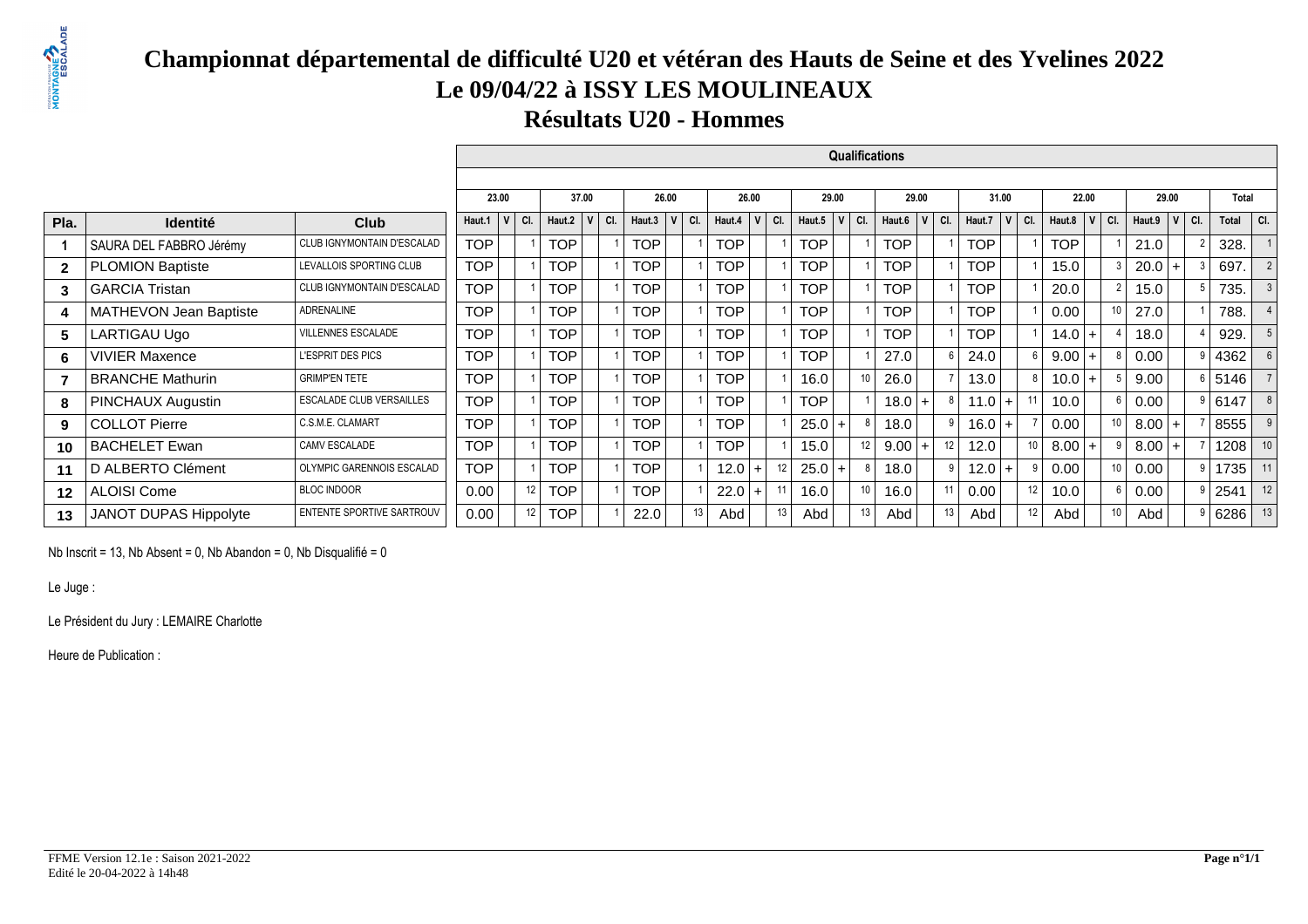# Championnat départemental de difficulté U20 et vétéran des Hauts de Seine et des Yvelines 2022

## Le 09/04/22 à ISSY LES MOULINEAUX

## Résultats U20 - Hommes

| | | | Qualifications | | | | | | | | | | | | | | | | | | | | | | | | | | |
|---|---|---|---|---|---|---|---|---|---|---|---|---|---|---|---|---|---|---|---|---|---|---|---|---|---|---|---|---|---|
| | | | 23.00 | | | 37.00 | | | 26.00 | | | 26.00 | | | 29.00 | | | 29.00 | | | 31.00 | | | 22.00 | | | 29.00 | | | Total | |
| Pla. | Identité | Club | Haut.1 | V | Cl. | Haut.2 | V | Cl. | Haut.3 | V | Cl. | Haut.4 | V | Cl. | Haut.5 | V | Cl. | Haut.6 | V | Cl. | Haut.7 | V | Cl. | Haut.8 | V | Cl. | Haut.9 | V | Cl. | Total | Cl. |
| 1 | SAURA DEL FABBRO Jérémy | CLUB IGNYMONTAIN D'ESCALAD | TOP | | 1 | TOP | | 1 | TOP | | 1 | TOP | | 1 | TOP | | 1 | TOP | | 1 | TOP | | 1 | TOP | | 1 | 21.0 | | 2 | 328. | 1 |
| 2 | PLOMION Baptiste | LEVALLOIS SPORTING CLUB | TOP | | 1 | TOP | | 1 | TOP | | 1 | TOP | | 1 | TOP | | 1 | TOP | | 1 | TOP | | 1 | 15.0 | | 3 | 20.0 | + | 3 | 697. | 2 |
| 3 | GARCIA Tristan | CLUB IGNYMONTAIN D'ESCALAD | TOP | | 1 | TOP | | 1 | TOP | | 1 | TOP | | 1 | TOP | | 1 | TOP | | 1 | TOP | | 1 | 20.0 | | 2 | 15.0 | | 5 | 735. | 3 |
| 4 | MATHEVON Jean Baptiste | ADRENALINE | TOP | | 1 | TOP | | 1 | TOP | | 1 | TOP | | 1 | TOP | | 1 | TOP | | 1 | TOP | | 1 | 0.00 | | 10 | 27.0 | | 1 | 788. | 4 |
| 5 | LARTIGAU Ugo | VILLENNES ESCALADE | TOP | | 1 | TOP | | 1 | TOP | | 1 | TOP | | 1 | TOP | | 1 | TOP | | 1 | TOP | | 1 | 14.0 | + | 4 | 18.0 | | 4 | 929. | 5 |
| 6 | VIVIER Maxence | L'ESPRIT DES PICS | TOP | | 1 | TOP | | 1 | TOP | | 1 | TOP | | 1 | TOP | | 1 | 27.0 | | 6 | 24.0 | | 6 | 9.00 | + | 8 | 0.00 | | 9 | 4362 | 6 |
| 7 | BRANCHE Mathurin | GRIMP'EN TETE | TOP | | 1 | TOP | | 1 | TOP | | 1 | TOP | | 1 | 16.0 | | 10 | 26.0 | | 7 | 13.0 | | 8 | 10.0 | + | 5 | 9.00 | | 6 | 5146 | 7 |
| 8 | PINCHAUX Augustin | ESCALADE CLUB VERSAILLES | TOP | | 1 | TOP | | 1 | TOP | | 1 | TOP | | 1 | TOP | | 1 | 18.0 | + | 8 | 11.0 | + | 11 | 10.0 | | 6 | 0.00 | | 9 | 6147 | 8 |
| 9 | COLLOT Pierre | C.S.M.E. CLAMART | TOP | | 1 | TOP | | 1 | TOP | | 1 | TOP | | 1 | 25.0 | + | 8 | 18.0 | | 9 | 16.0 | + | 7 | 0.00 | | 10 | 8.00 | + | 7 | 8555 | 9 |
| 10 | BACHELET Ewan | CAMV ESCALADE | TOP | | 1 | TOP | | 1 | TOP | | 1 | TOP | | 1 | 15.0 | | 12 | 9.00 | + | 12 | 12.0 | | 10 | 8.00 | + | 9 | 8.00 | + | 7 | 1208 | 10 |
| 11 | D ALBERTO Clément | OLYMPIC GARENNOIS ESCALAD | TOP | | 1 | TOP | | 1 | TOP | | 1 | 12.0 | + | 12 | 25.0 | + | 8 | 18.0 | | 9 | 12.0 | + | 9 | 0.00 | | 10 | 0.00 | | 9 | 1735 | 11 |
| 12 | ALOISI Come | BLOC INDOOR | 0.00 | | 12 | TOP | | 1 | TOP | | 1 | 22.0 | + | 11 | 16.0 | | 10 | 16.0 | | 11 | 0.00 | | 12 | 10.0 | | 6 | 0.00 | | 9 | 2541 | 12 |
| 13 | JANOT DUPAS Hippolyte | ENTENTE SPORTIVE SARTROUV | 0.00 | | 12 | TOP | | 1 | 22.0 | | 13 | Abd | | 13 | Abd | | 13 | Abd | | 13 | Abd | | 12 | Abd | | 10 | Abd | | 9 | 6286 | 13 |

Nb Inscrit = 13, Nb Absent = 0, Nb Abandon = 0, Nb Disqualifié = 0

Le Juge :

Le Président du Jury : LEMAIRE Charlotte

Heure de Publication :

FFME Version 12.1e : Saison 2021-2022
Edité le 20-04-2022 à 14h48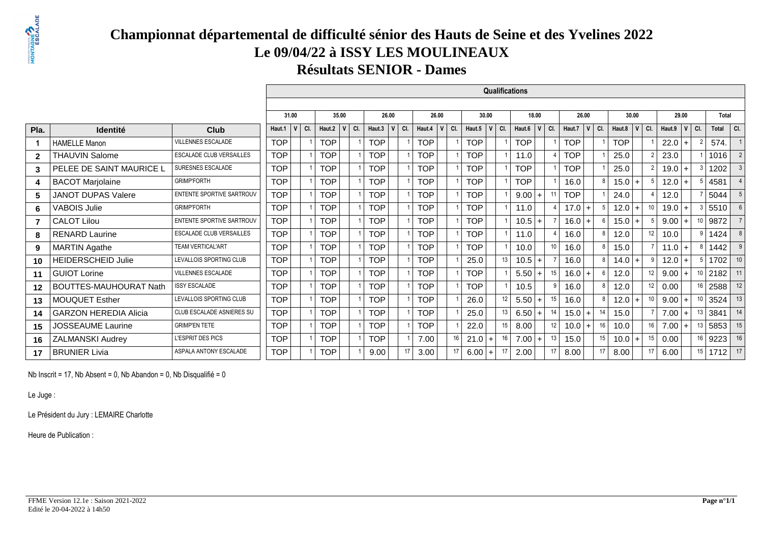# Championnat départemental de difficulté sénior des Hauts de Seine et des Yvelines 2022

## Le 09/04/22 à ISSY LES MOULINEAUX

## Résultats SENIOR - Dames

| | | | Qualifications | | | | | | | | | | | | | | | | | | | | | | | | | | | |
|---|---|---|---|---|---|---|---|---|---|---|---|---|---|---|---|---|---|---|---|---|---|---|---|---|---|---|---|---|---|---|
| | | | 31.00 | | | 35.00 | | | 26.00 | | | 26.00 | | | 30.00 | | | 18.00 | | | 26.00 | | | 30.00 | | | 29.00 | | | Total | |
| **Pla.** | **Identité** | **Club** | Haut.1 | V | Cl. | Haut.2 | V | Cl. | Haut.3 | V | Cl. | Haut.4 | V | Cl. | Haut.5 | V | Cl. | Haut.6 | V | Cl. | Haut.7 | V | Cl. | Haut.8 | V | Cl. | Haut.9 | V | Cl. | Total | Cl. |
| 1 | HAMELLE Manon | VILLENNES ESCALADE | TOP | | 1 | TOP | | 1 | TOP | | 1 | TOP | | 1 | TOP | | 1 | TOP | | 1 | TOP | | 1 | TOP | | 1 | 22.0 | + | 2 | 574. | 1 |
| 2 | THAUVIN Salome | ESCALADE CLUB VERSAILLES | TOP | | 1 | TOP | | 1 | TOP | | 1 | TOP | | 1 | TOP | | 1 | 11.0 | | 4 | TOP | | 1 | 25.0 | | 2 | 23.0 | | 1 | 1016 | 2 |
| 3 | PELEE DE SAINT MAURICE L | SURESNES ESCALADE | TOP | | 1 | TOP | | 1 | TOP | | 1 | TOP | | 1 | TOP | | 1 | TOP | | 1 | TOP | | 1 | 25.0 | | 2 | 19.0 | + | 3 | 1202 | 3 |
| 4 | BACOT Marjolaine | GRIMP'FORTH | TOP | | 1 | TOP | | 1 | TOP | | 1 | TOP | | 1 | TOP | | 1 | TOP | | 1 | 16.0 | | 8 | 15.0 | + | 5 | 12.0 | + | 5 | 4581 | 4 |
| 5 | JANOT DUPAS Valere | ENTENTE SPORTIVE SARTROUV | TOP | | 1 | TOP | | 1 | TOP | | 1 | TOP | | 1 | TOP | | 1 | 9.00 | + | 11 | TOP | | 1 | 24.0 | | 4 | 12.0 | | 7 | 5044 | 5 |
| 6 | VABOIS Julie | GRIMP'FORTH | TOP | | 1 | TOP | | 1 | TOP | | 1 | TOP | | 1 | TOP | | 1 | 11.0 | | 4 | 17.0 | + | 5 | 12.0 | + | 10 | 19.0 | + | 3 | 5510 | 6 |
| 7 | CALOT Lilou | ENTENTE SPORTIVE SARTROUV | TOP | | 1 | TOP | | 1 | TOP | | 1 | TOP | | 1 | TOP | | 1 | 10.5 | + | 7 | 16.0 | + | 6 | 15.0 | + | 5 | 9.00 | + | 10 | 9872 | 7 |
| 8 | RENARD Laurine | ESCALADE CLUB VERSAILLES | TOP | | 1 | TOP | | 1 | TOP | | 1 | TOP | | 1 | TOP | | 1 | 11.0 | | 4 | 16.0 | | 8 | 12.0 | | 12 | 10.0 | | 9 | 1424 | 8 |
| 9 | MARTIN Agathe | TEAM VERTICAL'ART | TOP | | 1 | TOP | | 1 | TOP | | 1 | TOP | | 1 | TOP | | 1 | 10.0 | | 10 | 16.0 | | 8 | 15.0 | | 7 | 11.0 | + | 8 | 1442 | 9 |
| 10 | HEIDERSCHEID Julie | LEVALLOIS SPORTING CLUB | TOP | | 1 | TOP | | 1 | TOP | | 1 | TOP | | 1 | 25.0 | | 13 | 10.5 | + | 7 | 16.0 | | 8 | 14.0 | + | 9 | 12.0 | + | 5 | 1702 | 10 |
| 11 | GUIOT Lorine | VILLENNES ESCALADE | TOP | | 1 | TOP | | 1 | TOP | | 1 | TOP | | 1 | TOP | | 1 | 5.50 | + | 15 | 16.0 | + | 6 | 12.0 | | 12 | 9.00 | + | 10 | 2182 | 11 |
| 12 | BOUTTES-MAUHOURAT Nath | ISSY ESCALADE | TOP | | 1 | TOP | | 1 | TOP | | 1 | TOP | | 1 | TOP | | 1 | 10.5 | | 9 | 16.0 | | 8 | 12.0 | | 12 | 0.00 | | 16 | 2588 | 12 |
| 13 | MOUQUET Esther | LEVALLOIS SPORTING CLUB | TOP | | 1 | TOP | | 1 | TOP | | 1 | TOP | | 1 | 26.0 | | 12 | 5.50 | + | 15 | 16.0 | | 8 | 12.0 | + | 10 | 9.00 | + | 10 | 3524 | 13 |
| 14 | GARZON HEREDIA Alicia | CLUB ESCALADE ASNIERES SU | TOP | | 1 | TOP | | 1 | TOP | | 1 | TOP | | 1 | 25.0 | | 13 | 6.50 | + | 14 | 15.0 | + | 14 | 15.0 | | 7 | 7.00 | + | 13 | 3841 | 14 |
| 15 | JOSSEAUME Laurine | GRIMP'EN TETE | TOP | | 1 | TOP | | 1 | TOP | | 1 | TOP | | 1 | 22.0 | | 15 | 8.00 | | 12 | 10.0 | + | 16 | 10.0 | | 16 | 7.00 | + | 13 | 5853 | 15 |
| 16 | ZALMANSKI Audrey | L'ESPRIT DES PICS | TOP | | 1 | TOP | | 1 | TOP | | 1 | 7.00 | | 16 | 21.0 | + | 16 | 7.00 | + | 13 | 15.0 | | 15 | 10.0 | + | 15 | 0.00 | | 16 | 9223 | 16 |
| 17 | BRUNIER Livia | ASPALA ANTONY ESCALADE | TOP | | 1 | TOP | | 1 | 9.00 | | 17 | 3.00 | | 17 | 6.00 | + | 17 | 2.00 | | 17 | 8.00 | | 17 | 8.00 | | 17 | 6.00 | | 15 | 1712 | 17 |

Nb Inscrit = 17, Nb Absent = 0, Nb Abandon = 0, Nb Disqualifié = 0

Le Juge :

Le Président du Jury : LEMAIRE Charlotte

Heure de Publication :

FFME Version 12.1e : Saison 2021-2022
Edité le 20-04-2022 à 14h50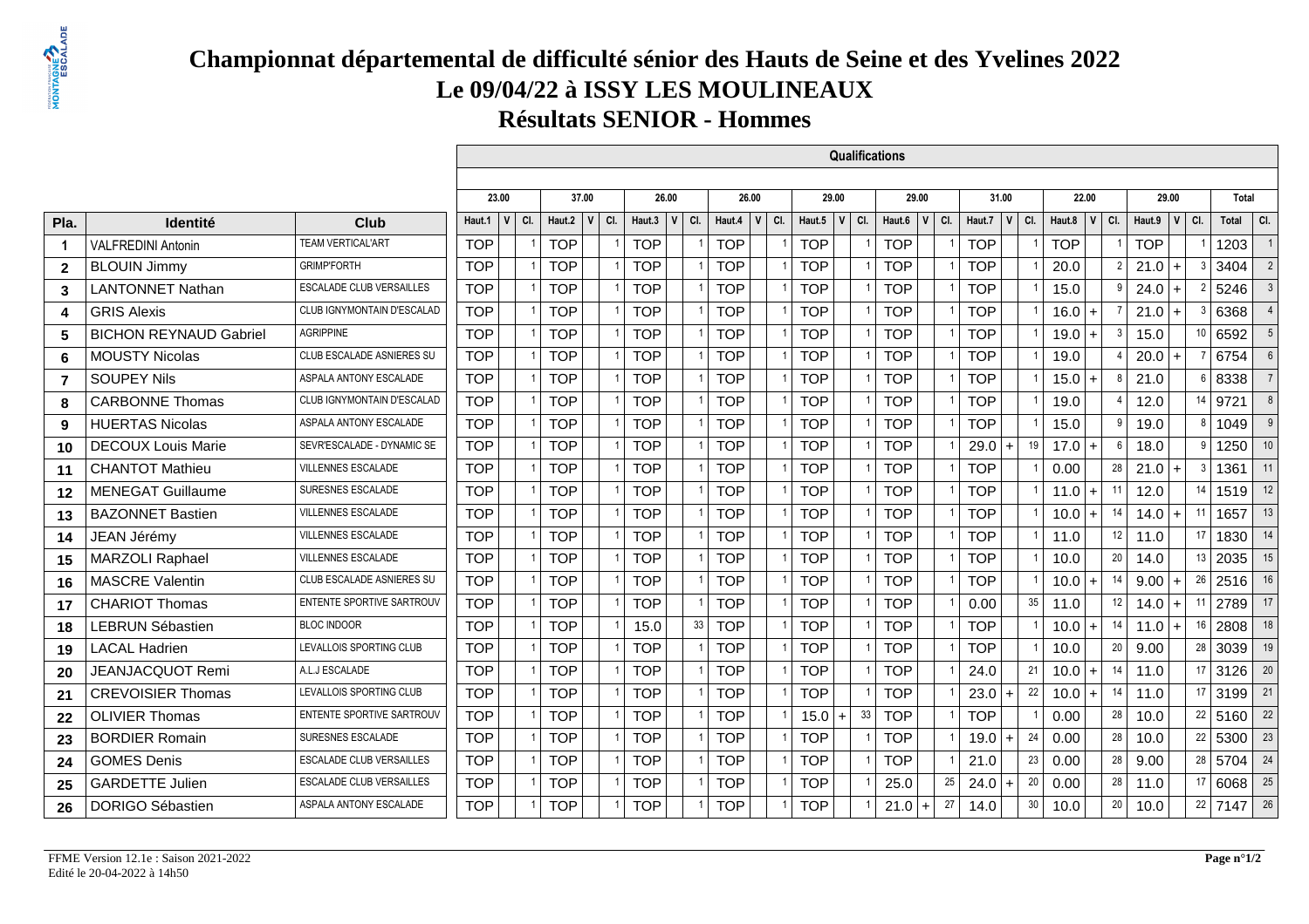# Championnat départemental de difficulté sénior des Hauts de Seine et des Yvelines 2022

## Le 09/04/22 à ISSY LES MOULINEAUX

## Résultats SENIOR - Hommes

| | | | Qualifications | | | | | | | | | | | | | | | | | | | | | | | | | | | |
|---|---|---|---|---|---|---|---|---|---|---|---|---|---|---|---|---|---|---|---|---|---|---|---|---|---|---|---|---|---|---|
| | | | 23.00 | | | 37.00 | | | 26.00 | | | 26.00 | | | 29.00 | | | 29.00 | | | 31.00 | | | 22.00 | | | 29.00 | | | Total | |
| Pla. | Identité | Club | Haut.1 | V | Cl. | Haut.2 | V | Cl. | Haut.3 | V | Cl. | Haut.4 | V | Cl. | Haut.5 | V | Cl. | Haut.6 | V | Cl. | Haut.7 | V | Cl. | Haut.8 | V | Cl. | Haut.9 | V | Cl. | Total | Cl. |
| 1 | VALFREDINI Antonin | TEAM VERTICAL'ART | TOP | | 1 | TOP | | 1 | TOP | | 1 | TOP | | 1 | TOP | | 1 | TOP | | 1 | TOP | | 1 | TOP | | 1 | TOP | | 1 | 1203 | 1 |
| 2 | BLOUIN Jimmy | GRIMP'FORTH | TOP | | 1 | TOP | | 1 | TOP | | 1 | TOP | | 1 | TOP | | 1 | TOP | | 1 | TOP | | 1 | 20.0 | | 2 | 21.0 | + | 3 | 3404 | 2 |
| 3 | LANTONNET Nathan | ESCALADE CLUB VERSAILLES | TOP | | 1 | TOP | | 1 | TOP | | 1 | TOP | | 1 | TOP | | 1 | TOP | | 1 | TOP | | 1 | 15.0 | | 9 | 24.0 | + | 2 | 5246 | 3 |
| 4 | GRIS Alexis | CLUB IGNYMONTAIN D'ESCALAD | TOP | | 1 | TOP | | 1 | TOP | | 1 | TOP | | 1 | TOP | | 1 | TOP | | 1 | TOP | | 1 | 16.0 | + | 7 | 21.0 | + | 3 | 6368 | 4 |
| 5 | BICHON REYNAUD Gabriel | AGRIPPINE | TOP | | 1 | TOP | | 1 | TOP | | 1 | TOP | | 1 | TOP | | 1 | TOP | | 1 | TOP | | 1 | 19.0 | + | 3 | 15.0 | | 10 | 6592 | 5 |
| 6 | MOUSTY Nicolas | CLUB ESCALADE ASNIERES SU | TOP | | 1 | TOP | | 1 | TOP | | 1 | TOP | | 1 | TOP | | 1 | TOP | | 1 | TOP | | 1 | 19.0 | | 4 | 20.0 | + | 7 | 6754 | 6 |
| 7 | SOUPEY Nils | ASPALA ANTONY ESCALADE | TOP | | 1 | TOP | | 1 | TOP | | 1 | TOP | | 1 | TOP | | 1 | TOP | | 1 | TOP | | 1 | 15.0 | + | 8 | 21.0 | | 6 | 8338 | 7 |
| 8 | CARBONNE Thomas | CLUB IGNYMONTAIN D'ESCALAD | TOP | | 1 | TOP | | 1 | TOP | | 1 | TOP | | 1 | TOP | | 1 | TOP | | 1 | TOP | | 1 | 19.0 | | 4 | 12.0 | | 14 | 9721 | 8 |
| 9 | HUERTAS Nicolas | ASPALA ANTONY ESCALADE | TOP | | 1 | TOP | | 1 | TOP | | 1 | TOP | | 1 | TOP | | 1 | TOP | | 1 | TOP | | 1 | 15.0 | | 9 | 19.0 | | 8 | 1049 | 9 |
| 10 | DECOUX Louis Marie | SEVR'ESCALADE - DYNAMIC SE | TOP | | 1 | TOP | | 1 | TOP | | 1 | TOP | | 1 | TOP | | 1 | TOP | | 1 | 29.0 | + | 19 | 17.0 | + | 6 | 18.0 | | 9 | 1250 | 10 |
| 11 | CHANTOT Mathieu | VILLENNES ESCALADE | TOP | | 1 | TOP | | 1 | TOP | | 1 | TOP | | 1 | TOP | | 1 | TOP | | 1 | TOP | | 1 | 0.00 | | 28 | 21.0 | + | 3 | 1361 | 11 |
| 12 | MENEGAT Guillaume | SURESNES ESCALADE | TOP | | 1 | TOP | | 1 | TOP | | 1 | TOP | | 1 | TOP | | 1 | TOP | | 1 | TOP | | 1 | 11.0 | + | 11 | 12.0 | | 14 | 1519 | 12 |
| 13 | BAZONNET Bastien | VILLENNES ESCALADE | TOP | | 1 | TOP | | 1 | TOP | | 1 | TOP | | 1 | TOP | | 1 | TOP | | 1 | TOP | | 1 | 10.0 | + | 14 | 14.0 | + | 11 | 1657 | 13 |
| 14 | JEAN Jérémy | VILLENNES ESCALADE | TOP | | 1 | TOP | | 1 | TOP | | 1 | TOP | | 1 | TOP | | 1 | TOP | | 1 | TOP | | 1 | 11.0 | | 12 | 11.0 | | 17 | 1830 | 14 |
| 15 | MARZOLI Raphael | VILLENNES ESCALADE | TOP | | 1 | TOP | | 1 | TOP | | 1 | TOP | | 1 | TOP | | 1 | TOP | | 1 | TOP | | 1 | 10.0 | | 20 | 14.0 | | 13 | 2035 | 15 |
| 16 | MASCRE Valentin | CLUB ESCALADE ASNIERES SU | TOP | | 1 | TOP | | 1 | TOP | | 1 | TOP | | 1 | TOP | | 1 | TOP | | 1 | TOP | | 1 | 10.0 | + | 14 | 9.00 | + | 26 | 2516 | 16 |
| 17 | CHARIOT Thomas | ENTENTE SPORTIVE SARTROUV | TOP | | 1 | TOP | | 1 | TOP | | 1 | TOP | | 1 | TOP | | 1 | TOP | | 1 | 0.00 | | 35 | 11.0 | | 12 | 14.0 | + | 11 | 2789 | 17 |
| 18 | LEBRUN Sébastien | BLOC INDOOR | TOP | | 1 | TOP | | 1 | 15.0 | | 33 | TOP | | 1 | TOP | | 1 | TOP | | 1 | TOP | | 1 | 10.0 | + | 14 | 11.0 | + | 16 | 2808 | 18 |
| 19 | LACAL Hadrien | LEVALLOIS SPORTING CLUB | TOP | | 1 | TOP | | 1 | TOP | | 1 | TOP | | 1 | TOP | | 1 | TOP | | 1 | TOP | | 1 | 10.0 | | 20 | 9.00 | | 28 | 3039 | 19 |
| 20 | JEANJACQUOT Remi | A.L.J ESCALADE | TOP | | 1 | TOP | | 1 | TOP | | 1 | TOP | | 1 | TOP | | 1 | TOP | | 1 | 24.0 | | 21 | 10.0 | + | 14 | 11.0 | | 17 | 3126 | 20 |
| 21 | CREVOISIER Thomas | LEVALLOIS SPORTING CLUB | TOP | | 1 | TOP | | 1 | TOP | | 1 | TOP | | 1 | TOP | | 1 | TOP | | 1 | 23.0 | + | 22 | 10.0 | + | 14 | 11.0 | | 17 | 3199 | 21 |
| 22 | OLIVIER Thomas | ENTENTE SPORTIVE SARTROUV | TOP | | 1 | TOP | | 1 | TOP | | 1 | TOP | | 1 | 15.0 | + | 33 | TOP | | 1 | TOP | | 1 | 0.00 | | 28 | 10.0 | | 22 | 5160 | 22 |
| 23 | BORDIER Romain | SURESNES ESCALADE | TOP | | 1 | TOP | | 1 | TOP | | 1 | TOP | | 1 | TOP | | 1 | TOP | | 1 | 19.0 | + | 24 | 0.00 | | 28 | 10.0 | | 22 | 5300 | 23 |
| 24 | GOMES Denis | ESCALADE CLUB VERSAILLES | TOP | | 1 | TOP | | 1 | TOP | | 1 | TOP | | 1 | TOP | | 1 | TOP | | 1 | 21.0 | | 23 | 0.00 | | 28 | 9.00 | | 28 | 5704 | 24 |
| 25 | GARDETTE Julien | ESCALADE CLUB VERSAILLES | TOP | | 1 | TOP | | 1 | TOP | | 1 | TOP | | 1 | TOP | | 1 | 25.0 | | 25 | 24.0 | + | 20 | 0.00 | | 28 | 11.0 | | 17 | 6068 | 25 |
| 26 | DORIGO Sébastien | ASPALA ANTONY ESCALADE | TOP | | 1 | TOP | | 1 | TOP | | 1 | TOP | | 1 | TOP | | 1 | 21.0 | + | 27 | 14.0 | | 30 | 10.0 | | 20 | 10.0 | | 22 | 7147 | 26 |

FFME Version 12.1e : Saison 2021-2022
Edité le 20-04-2022 à 14h50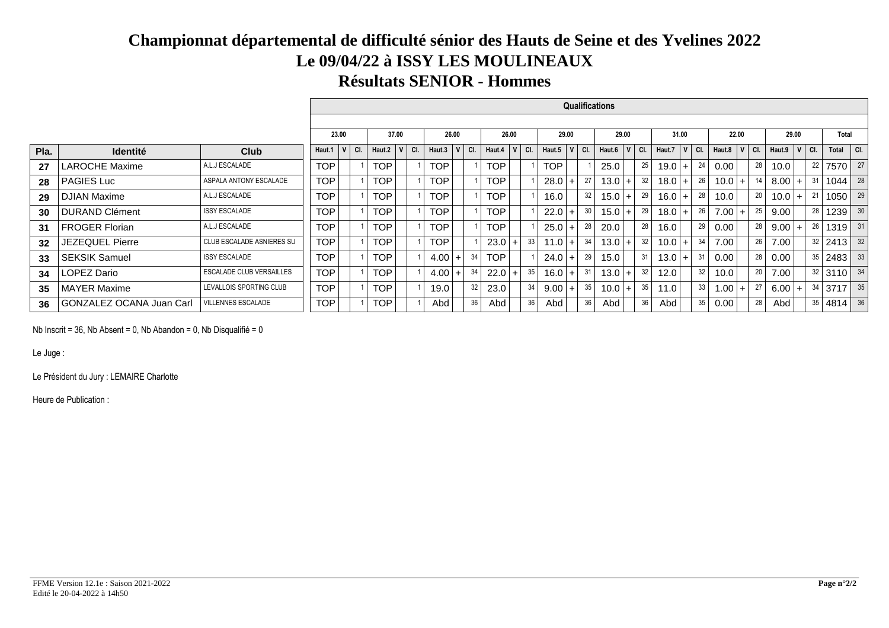# Championnat départemental de difficulté sénior des Hauts de Seine et des Yvelines 2022

## Le 09/04/22 à ISSY LES MOULINEAUX

## Résultats SENIOR - Hommes

| | | | Qualifications | | | | | | | | | | | | | | | | | | | | | | | | | | |
|---|---|---|---|---|---|---|---|---|---|---|---|---|---|---|---|---|---|---|---|---|---|---|---|---|---|---|---|---|---|
| | | | 23.00 | | | 37.00 | | | 26.00 | | | 26.00 | | | 29.00 | | | 29.00 | | | 31.00 | | | 22.00 | | | 29.00 | | | Total | |
| **Pla.** | **Identité** | **Club** | Haut.1 | V | Cl. | Haut.2 | V | Cl. | Haut.3 | V | Cl. | Haut.4 | V | Cl. | Haut.5 | V | Cl. | Haut.6 | V | Cl. | Haut.7 | V | Cl. | Haut.8 | V | Cl. | Haut.9 | V | Cl. | Total | Cl. |
| 27 | LAROCHE Maxime | A.L.J ESCALADE | TOP | | 1 | TOP | | 1 | TOP | | 1 | TOP | | 1 | TOP | | 1 | 25.0 | | 25 | 19.0 | + | 24 | 0.00 | | 28 | 10.0 | | 22 | 7570 | 27 |
| 28 | PAGIES Luc | ASPALA ANTONY ESCALADE | TOP | | 1 | TOP | | 1 | TOP | | 1 | TOP | | 1 | 28.0 | + | 27 | 13.0 | + | 32 | 18.0 | + | 26 | 10.0 | + | 14 | 8.00 | + | 31 | 1044 | 28 |
| 29 | DJIAN Maxime | A.L.J ESCALADE | TOP | | 1 | TOP | | 1 | TOP | | 1 | TOP | | 1 | 16.0 | | 32 | 15.0 | + | 29 | 16.0 | + | 28 | 10.0 | | 20 | 10.0 | + | 21 | 1050 | 29 |
| 30 | DURAND Clément | ISSY ESCALADE | TOP | | 1 | TOP | | 1 | TOP | | 1 | TOP | | 1 | 22.0 | + | 30 | 15.0 | + | 29 | 18.0 | + | 26 | 7.00 | + | 25 | 9.00 | | 28 | 1239 | 30 |
| 31 | FROGER Florian | A.L.J ESCALADE | TOP | | 1 | TOP | | 1 | TOP | | 1 | TOP | | 1 | 25.0 | + | 28 | 20.0 | | 28 | 16.0 | | 29 | 0.00 | | 28 | 9.00 | + | 26 | 1319 | 31 |
| 32 | JEZEQUEL Pierre | CLUB ESCALADE ASNIERES SU | TOP | | 1 | TOP | | 1 | TOP | | 1 | 23.0 | + | 33 | 11.0 | + | 34 | 13.0 | + | 32 | 10.0 | + | 34 | 7.00 | | 26 | 7.00 | | 32 | 2413 | 32 |
| 33 | SEKSIK Samuel | ISSY ESCALADE | TOP | | 1 | TOP | | 1 | 4.00 | + | 34 | TOP | | 1 | 24.0 | + | 29 | 15.0 | | 31 | 13.0 | + | 31 | 0.00 | | 28 | 0.00 | | 35 | 2483 | 33 |
| 34 | LOPEZ Dario | ESCALADE CLUB VERSAILLES | TOP | | 1 | TOP | | 1 | 4.00 | + | 34 | 22.0 | + | 35 | 16.0 | + | 31 | 13.0 | + | 32 | 12.0 | | 32 | 10.0 | | 20 | 7.00 | | 32 | 3110 | 34 |
| 35 | MAYER Maxime | LEVALLOIS SPORTING CLUB | TOP | | 1 | TOP | | 1 | 19.0 | | 32 | 23.0 | | 34 | 9.00 | + | 35 | 10.0 | + | 35 | 11.0 | | 33 | 1.00 | + | 27 | 6.00 | + | 34 | 3717 | 35 |
| 36 | GONZALEZ OCANA Juan Carl | VILLENNES ESCALADE | TOP | | 1 | TOP | | 1 | Abd | | 36 | Abd | | 36 | Abd | | 36 | Abd | | 36 | Abd | | 35 | 0.00 | | 28 | Abd | | 35 | 4814 | 36 |

Nb Inscrit = 36, Nb Absent = 0, Nb Abandon = 0, Nb Disqualifié = 0

Le Juge :

Le Président du Jury : LEMAIRE Charlotte

Heure de Publication :

FFME Version 12.1e : Saison 2021-2022
Edité le 20-04-2022 à 14h50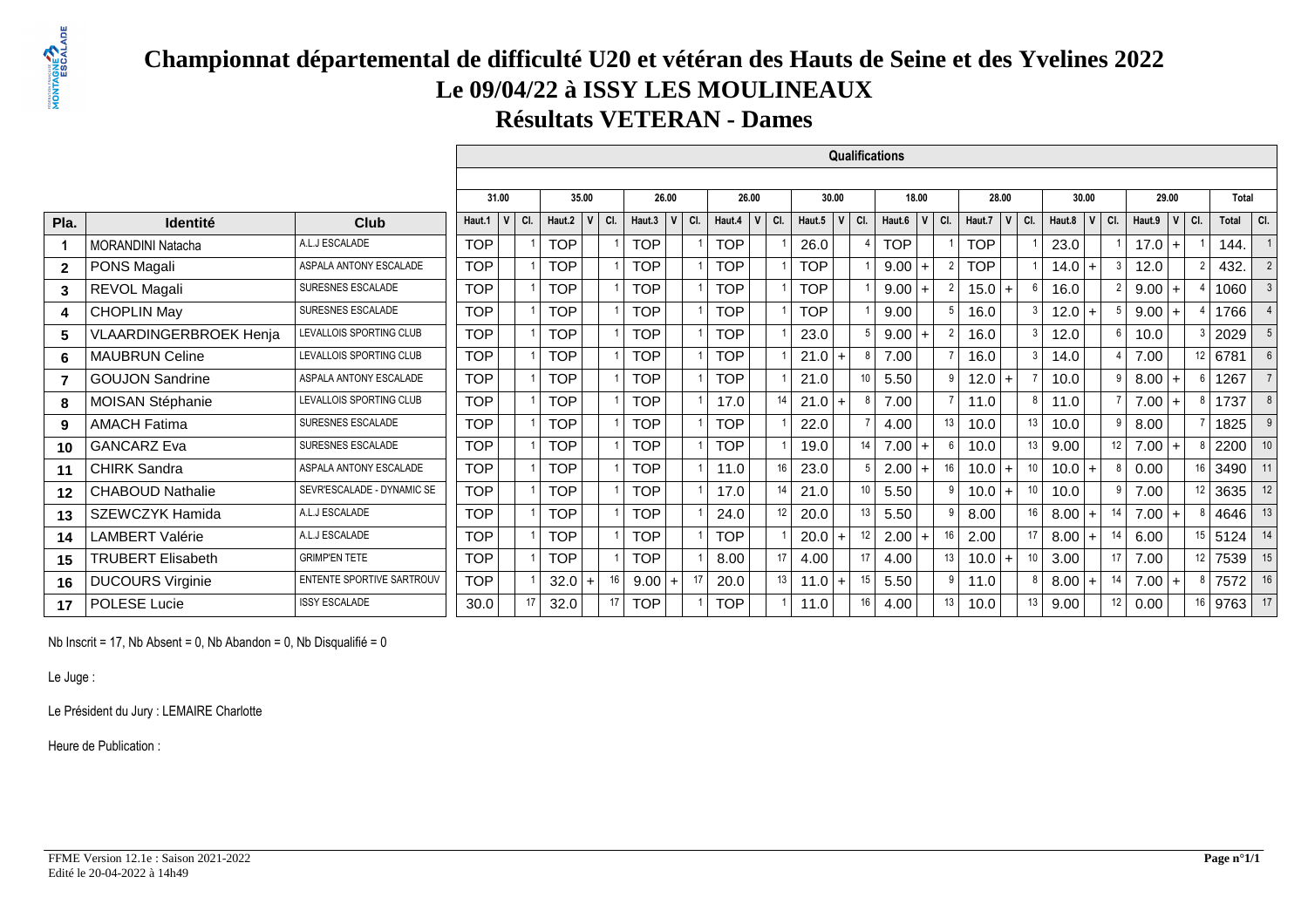# Championnat départemental de difficulté U20 et vétéran des Hauts de Seine et des Yvelines 2022

## Le 09/04/22 à ISSY LES MOULINEAUX

## Résultats VETERAN - Dames

| | | | Qualifications | | | | | | | | | | | | | | | | | | | | | | | | | | | |
|---|---|---|---|---|---|---|---|---|---|---|---|---|---|---|---|---|---|---|---|---|---|---|---|---|---|---|---|---|---|---|
| | | | 31.00 | | | 35.00 | | | 26.00 | | | 26.00 | | | 30.00 | | | 18.00 | | | 28.00 | | | 30.00 | | | 29.00 | | | Total | |
| Pla. | Identité | Club | Haut.1 | V | Cl. | Haut.2 | V | Cl. | Haut.3 | V | Cl. | Haut.4 | V | Cl. | Haut.5 | V | Cl. | Haut.6 | V | Cl. | Haut.7 | V | Cl. | Haut.8 | V | Cl. | Haut.9 | V | Cl. | Total | Cl. |
| 1 | MORANDINI Natacha | A.L.J ESCALADE | TOP | | 1 | TOP | | 1 | TOP | | 1 | TOP | | 1 | 26.0 | | 4 | TOP | | 1 | TOP | | 1 | 23.0 | | 1 | 17.0 | + | 1 | 144. | 1 |
| 2 | PONS Magali | ASPALA ANTONY ESCALADE | TOP | | 1 | TOP | | 1 | TOP | | 1 | TOP | | 1 | TOP | | 1 | 9.00 | + | 2 | TOP | | 1 | 14.0 | + | 3 | 12.0 | | 2 | 432. | 2 |
| 3 | REVOL Magali | SURESNES ESCALADE | TOP | | 1 | TOP | | 1 | TOP | | 1 | TOP | | 1 | TOP | | 1 | 9.00 | + | 2 | 15.0 | + | 6 | 16.0 | | 2 | 9.00 | + | 4 | 1060 | 3 |
| 4 | CHOPLIN May | SURESNES ESCALADE | TOP | | 1 | TOP | | 1 | TOP | | 1 | TOP | | 1 | TOP | | 1 | 9.00 | | 5 | 16.0 | | 3 | 12.0 | + | 5 | 9.00 | + | 4 | 1766 | 4 |
| 5 | VLAARDINGERBROEK Henja | LEVALLOIS SPORTING CLUB | TOP | | 1 | TOP | | 1 | TOP | | 1 | TOP | | 1 | 23.0 | | 5 | 9.00 | + | 2 | 16.0 | | 3 | 12.0 | | 6 | 10.0 | | 3 | 2029 | 5 |
| 6 | MAUBRUN Celine | LEVALLOIS SPORTING CLUB | TOP | | 1 | TOP | | 1 | TOP | | 1 | TOP | | 1 | 21.0 | + | 8 | 7.00 | | 7 | 16.0 | | 3 | 14.0 | | 4 | 7.00 | | 12 | 6781 | 6 |
| 7 | GOUJON Sandrine | ASPALA ANTONY ESCALADE | TOP | | 1 | TOP | | 1 | TOP | | 1 | TOP | | 1 | 21.0 | | 10 | 5.50 | | 9 | 12.0 | + | 7 | 10.0 | | 9 | 8.00 | + | 6 | 1267 | 7 |
| 8 | MOISAN Stéphanie | LEVALLOIS SPORTING CLUB | TOP | | 1 | TOP | | 1 | TOP | | 1 | 17.0 | | 14 | 21.0 | + | 8 | 7.00 | | 7 | 11.0 | | 8 | 11.0 | | 7 | 7.00 | + | 8 | 1737 | 8 |
| 9 | AMACH Fatima | SURESNES ESCALADE | TOP | | 1 | TOP | | 1 | TOP | | 1 | TOP | | 1 | 22.0 | | 7 | 4.00 | | 13 | 10.0 | | 13 | 10.0 | | 9 | 8.00 | | 7 | 1825 | 9 |
| 10 | GANCARZ Eva | SURESNES ESCALADE | TOP | | 1 | TOP | | 1 | TOP | | 1 | TOP | | 1 | 19.0 | | 14 | 7.00 | + | 6 | 10.0 | | 13 | 9.00 | | 12 | 7.00 | + | 8 | 2200 | 10 |
| 11 | CHIRK Sandra | ASPALA ANTONY ESCALADE | TOP | | 1 | TOP | | 1 | TOP | | 1 | 11.0 | | 16 | 23.0 | | 5 | 2.00 | + | 16 | 10.0 | + | 10 | 10.0 | + | 8 | 0.00 | | 16 | 3490 | 11 |
| 12 | CHABOUD Nathalie | SEVR'ESCALADE - DYNAMIC SE | TOP | | 1 | TOP | | 1 | TOP | | 1 | 17.0 | | 14 | 21.0 | | 10 | 5.50 | | 9 | 10.0 | + | 10 | 10.0 | | 9 | 7.00 | | 12 | 3635 | 12 |
| 13 | SZEWCZYK Hamida | A.L.J ESCALADE | TOP | | 1 | TOP | | 1 | TOP | | 1 | 24.0 | | 12 | 20.0 | | 13 | 5.50 | | 9 | 8.00 | | 16 | 8.00 | + | 14 | 7.00 | + | 8 | 4646 | 13 |
| 14 | LAMBERT Valérie | A.L.J ESCALADE | TOP | | 1 | TOP | | 1 | TOP | | 1 | TOP | | 1 | 20.0 | + | 12 | 2.00 | + | 16 | 2.00 | | 17 | 8.00 | + | 14 | 6.00 | | 15 | 5124 | 14 |
| 15 | TRUBERT Elisabeth | GRIMP'EN TETE | TOP | | 1 | TOP | | 1 | TOP | | 1 | 8.00 | | 17 | 4.00 | | 17 | 4.00 | | 13 | 10.0 | + | 10 | 3.00 | | 17 | 7.00 | | 12 | 7539 | 15 |
| 16 | DUCOURS Virginie | ENTENTE SPORTIVE SARTROUV | TOP | | 1 | 32.0 | + | 16 | 9.00 | + | 17 | 20.0 | | 13 | 11.0 | + | 15 | 5.50 | | 9 | 11.0 | | 8 | 8.00 | + | 14 | 7.00 | + | 8 | 7572 | 16 |
| 17 | POLESE Lucie | ISSY ESCALADE | 30.0 | | 17 | 32.0 | | 17 | TOP | | 1 | TOP | | 1 | 11.0 | | 16 | 4.00 | | 13 | 10.0 | | 13 | 9.00 | | 12 | 0.00 | | 16 | 9763 | 17 |

Nb Inscrit = 17, Nb Absent = 0, Nb Abandon = 0, Nb Disqualifié = 0

Le Juge :

Le Président du Jury : LEMAIRE Charlotte

Heure de Publication :

FFME Version 12.1e : Saison 2021-2022
Edité le 20-04-2022 à 14h49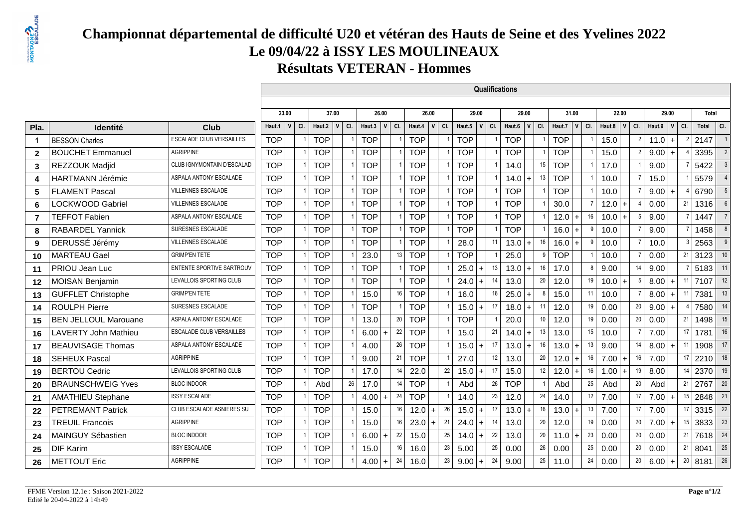# Championnat départemental de difficulté U20 et vétéran des Hauts de Seine et des Yvelines 2022

## Le 09/04/22 à ISSY LES MOULINEAUX

## Résultats VETERAN - Hommes

| | | | Qualifications | | | | | | | | | | | | | | | | | | | | | | | | | | |
|---|---|---|---|---|---|---|---|---|---|---|---|---|---|---|---|---|---|---|---|---|---|---|---|---|---|---|---|---|---|
| | | | 23.00 | | | 37.00 | | | 26.00 | | | 26.00 | | | 29.00 | | | 29.00 | | | 31.00 | | | 22.00 | | | 29.00 | | | Total | |
| Pla. | Identité | Club | Haut.1 | V | Cl. | Haut.2 | V | Cl. | Haut.3 | V | Cl. | Haut.4 | V | Cl. | Haut.5 | V | Cl. | Haut.6 | V | Cl. | Haut.7 | V | Cl. | Haut.8 | V | Cl. | Haut.9 | V | Cl. | Total | Cl. |
| 1 | BESSON Charles | ESCALADE CLUB VERSAILLES | TOP | | 1 | TOP | | 1 | TOP | | 1 | TOP | | 1 | TOP | | 1 | TOP | | 1 | TOP | | 1 | 15.0 | | 2 | 11.0 | + | 2 | 2147 | 1 |
| 2 | BOUCHET Emmanuel | AGRIPPINE | TOP | | 1 | TOP | | 1 | TOP | | 1 | TOP | | 1 | TOP | | 1 | TOP | | 1 | TOP | | 1 | 15.0 | | 2 | 9.00 | + | 4 | 3395 | 2 |
| 3 | REZZOUK Madjid | CLUB IGNYMONTAIN D'ESCALAD | TOP | | 1 | TOP | | 1 | TOP | | 1 | TOP | | 1 | TOP | | 1 | 14.0 | | 15 | TOP | | 1 | 17.0 | | 1 | 9.00 | | 7 | 5422 | 3 |
| 4 | HARTMANN Jérémie | ASPALA ANTONY ESCALADE | TOP | | 1 | TOP | | 1 | TOP | | 1 | TOP | | 1 | TOP | | 1 | 14.0 | + | 13 | TOP | | 1 | 10.0 | | 7 | 15.0 | | 1 | 5579 | 4 |
| 5 | FLAMENT Pascal | VILLENNES ESCALADE | TOP | | 1 | TOP | | 1 | TOP | | 1 | TOP | | 1 | TOP | | 1 | TOP | | 1 | TOP | | 1 | 10.0 | | 7 | 9.00 | + | 4 | 6790 | 5 |
| 6 | LOCKWOOD Gabriel | VILLENNES ESCALADE | TOP | | 1 | TOP | | 1 | TOP | | 1 | TOP | | 1 | TOP | | 1 | TOP | | 1 | 30.0 | | 7 | 12.0 | + | 4 | 0.00 | | 21 | 1316 | 6 |
| 7 | TEFFOT Fabien | ASPALA ANTONY ESCALADE | TOP | | 1 | TOP | | 1 | TOP | | 1 | TOP | | 1 | TOP | | 1 | TOP | | 1 | 12.0 | + | 16 | 10.0 | + | 5 | 9.00 | | 7 | 1447 | 7 |
| 8 | RABARDEL Yannick | SURESNES ESCALADE | TOP | | 1 | TOP | | 1 | TOP | | 1 | TOP | | 1 | TOP | | 1 | TOP | | 1 | 16.0 | + | 9 | 10.0 | | 7 | 9.00 | | 7 | 1458 | 8 |
| 9 | DERUSSÉ Jérémy | VILLENNES ESCALADE | TOP | | 1 | TOP | | 1 | TOP | | 1 | TOP | | 1 | 28.0 | | 11 | 13.0 | + | 16 | 16.0 | + | 9 | 10.0 | | 7 | 10.0 | | 3 | 2563 | 9 |
| 10 | MARTEAU Gael | GRIMP'EN TETE | TOP | | 1 | TOP | | 1 | 23.0 | | 13 | TOP | | 1 | TOP | | 1 | 25.0 | | 9 | TOP | | 1 | 10.0 | | 7 | 0.00 | | 21 | 3123 | 10 |
| 11 | PRIOU Jean Luc | ENTENTE SPORTIVE SARTROUV | TOP | | 1 | TOP | | 1 | TOP | | 1 | TOP | | 1 | 25.0 | + | 13 | 13.0 | + | 16 | 17.0 | | 8 | 9.00 | | 14 | 9.00 | | 7 | 5183 | 11 |
| 12 | MOISAN Benjamin | LEVALLOIS SPORTING CLUB | TOP | | 1 | TOP | | 1 | TOP | | 1 | TOP | | 1 | 24.0 | + | 14 | 13.0 | | 20 | 12.0 | | 19 | 10.0 | + | 5 | 8.00 | + | 11 | 7107 | 12 |
| 13 | GUFFLET Christophe | GRIMP'EN TETE | TOP | | 1 | TOP | | 1 | 15.0 | | 16 | TOP | | 1 | 16.0 | | 16 | 25.0 | + | 8 | 15.0 | | 11 | 10.0 | | 7 | 8.00 | + | 11 | 7381 | 13 |
| 14 | ROULPH Pierre | SURESNES ESCALADE | TOP | | 1 | TOP | | 1 | TOP | | 1 | TOP | | 1 | 15.0 | + | 17 | 18.0 | + | 11 | 12.0 | | 19 | 0.00 | | 20 | 9.00 | + | 4 | 7580 | 14 |
| 15 | BEN JELLOUL Marouane | ASPALA ANTONY ESCALADE | TOP | | 1 | TOP | | 1 | 13.0 | | 20 | TOP | | 1 | TOP | | 1 | 20.0 | | 10 | 12.0 | | 19 | 0.00 | | 20 | 0.00 | | 21 | 1498 | 15 |
| 16 | LAVERTY John Mathieu | ESCALADE CLUB VERSAILLES | TOP | | 1 | TOP | | 1 | 6.00 | + | 22 | TOP | | 1 | 15.0 | | 21 | 14.0 | + | 13 | 13.0 | | 15 | 10.0 | | 7 | 7.00 | | 17 | 1781 | 16 |
| 17 | BEAUVISAGE Thomas | ASPALA ANTONY ESCALADE | TOP | | 1 | TOP | | 1 | 4.00 | | 26 | TOP | | 1 | 15.0 | + | 17 | 13.0 | + | 16 | 13.0 | + | 13 | 9.00 | | 14 | 8.00 | + | 11 | 1908 | 17 |
| 18 | SEHEUX Pascal | AGRIPPINE | TOP | | 1 | TOP | | 1 | 9.00 | | 21 | TOP | | 1 | 27.0 | | 12 | 13.0 | | 20 | 12.0 | + | 16 | 7.00 | + | 16 | 7.00 | | 17 | 2210 | 18 |
| 19 | BERTOU Cedric | LEVALLOIS SPORTING CLUB | TOP | | 1 | TOP | | 1 | 17.0 | | 14 | 22.0 | | 22 | 15.0 | + | 17 | 15.0 | | 12 | 12.0 | + | 16 | 1.00 | + | 19 | 8.00 | | 14 | 2370 | 19 |
| 20 | BRAUNSCHWEIG Yves | BLOC INDOOR | TOP | | 1 | Abd | | 26 | 17.0 | | 14 | TOP | | 1 | Abd | | 26 | TOP | | 1 | Abd | | 25 | Abd | | 20 | Abd | | 21 | 2767 | 20 |
| 21 | AMATHIEU Stephane | ISSY ESCALADE | TOP | | 1 | TOP | | 1 | 4.00 | + | 24 | TOP | | 1 | 14.0 | | 23 | 12.0 | | 24 | 14.0 | | 12 | 7.00 | | 17 | 7.00 | + | 15 | 2848 | 21 |
| 22 | PETREMANT Patrick | CLUB ESCALADE ASNIERES SU | TOP | | 1 | TOP | | 1 | 15.0 | | 16 | 12.0 | + | 26 | 15.0 | + | 17 | 13.0 | + | 16 | 13.0 | + | 13 | 7.00 | | 17 | 7.00 | | 17 | 3315 | 22 |
| 23 | TREUIL Francois | AGRIPPINE | TOP | | 1 | TOP | | 1 | 15.0 | | 16 | 23.0 | + | 21 | 24.0 | + | 14 | 13.0 | | 20 | 12.0 | | 19 | 0.00 | | 20 | 7.00 | + | 15 | 3833 | 23 |
| 24 | MAINGUY Sébastien | BLOC INDOOR | TOP | | 1 | TOP | | 1 | 6.00 | + | 22 | 15.0 | | 25 | 14.0 | + | 22 | 13.0 | | 20 | 11.0 | + | 23 | 0.00 | | 20 | 0.00 | | 21 | 7618 | 24 |
| 25 | DIF Karim | ISSY ESCALADE | TOP | | 1 | TOP | | 1 | 15.0 | | 16 | 16.0 | | 23 | 5.00 | | 25 | 0.00 | | 26 | 0.00 | | 25 | 0.00 | | 20 | 0.00 | | 21 | 8041 | 25 |
| 26 | METTOUT Eric | AGRIPPINE | TOP | | 1 | TOP | | 1 | 4.00 | + | 24 | 16.0 | | 23 | 9.00 | + | 24 | 9.00 | | 25 | 11.0 | | 24 | 0.00 | | 20 | 6.00 | + | 20 | 8181 | 26 |

FFME Version 12.1e : Saison 2021-2022
Edité le 20-04-2022 à 14h49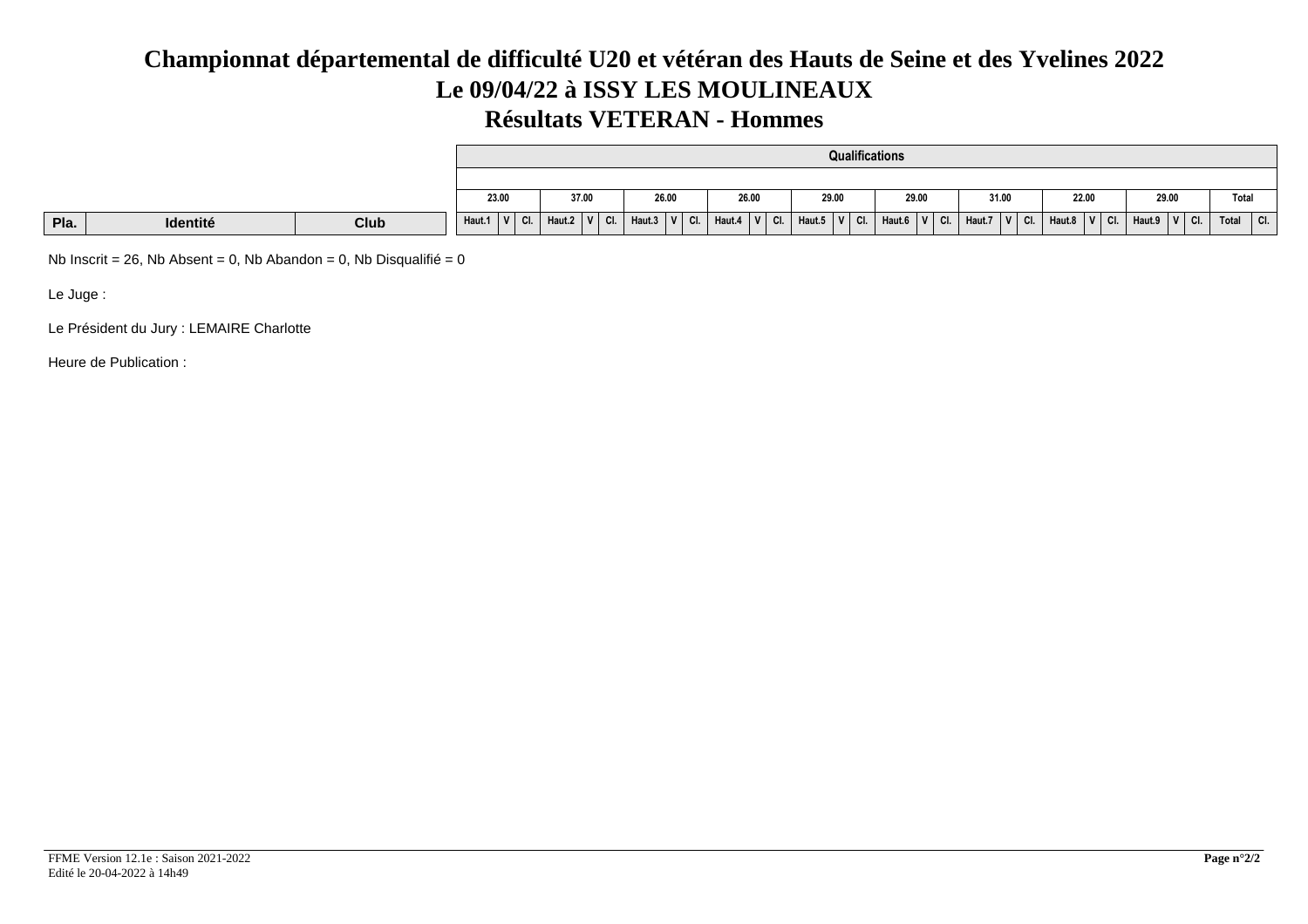# Championnat départemental de difficulté U20 et vétéran des Hauts de Seine et des Yvelines 2022
# Le 09/04/22 à ISSY LES MOULINEAUX
# Résultats VETERAN - Hommes

| | | | Qualifications | | | | | | | | | | | | | | | | | | | | | | | | | | |
|---|---|---|---|---|---|---|---|---|---|---|---|---|---|---|---|---|---|---|---|---|---|---|---|---|---|---|---|---|---|
| | | | 23.00 | | | 37.00 | | | 26.00 | | | 26.00 | | | 29.00 | | | 29.00 | | | 31.00 | | | 22.00 | | | 29.00 | | | Total | |
| Pla. | Identité | Club | Haut.1 | V | Cl. | Haut.2 | V | Cl. | Haut.3 | V | Cl. | Haut.4 | V | Cl. | Haut.5 | V | Cl. | Haut.6 | V | Cl. | Haut.7 | V | Cl. | Haut.8 | V | Cl. | Haut.9 | V | Cl. | Total | Cl. |

Nb Inscrit = 26, Nb Absent = 0, Nb Abandon = 0, Nb Disqualifié = 0

Le Juge :

Le Président du Jury : LEMAIRE Charlotte

Heure de Publication :

FFME Version 12.1e : Saison 2021-2022
Edité le 20-04-2022 à 14h49